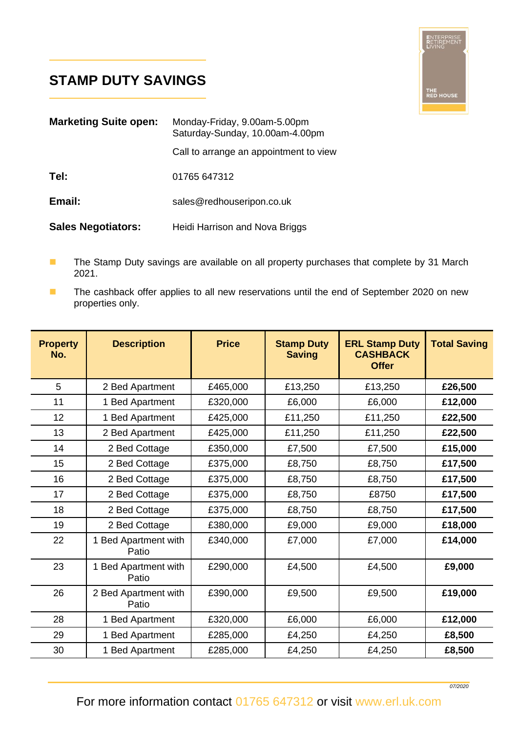## STAMP DUTY SAVINGS

**Marketing Suite open:** Monday-Friday, 9.00am-5.00pm
Saturday-Sunday, 10.00am-4.00pm

Call to arrange an appointment to view

**Tel:** 01765 647312

**Email:** sales@redhouseripon.co.uk

**Sales Negotiators:** Heidi Harrison and Nova Briggs

- The Stamp Duty savings are available on all property purchases that complete by 31 March 2021.
- The cashback offer applies to all new reservations until the end of September 2020 on new properties only.

| Property No. | Description | Price | Stamp Duty Saving | ERL Stamp Duty CASHBACK Offer | Total Saving |
|---|---|---|---|---|---|
| 5 | 2 Bed Apartment | £465,000 | £13,250 | £13,250 | **£26,500** |
| 11 | 1 Bed Apartment | £320,000 | £6,000 | £6,000 | **£12,000** |
| 12 | 1 Bed Apartment | £425,000 | £11,250 | £11,250 | **£22,500** |
| 13 | 2 Bed Apartment | £425,000 | £11,250 | £11,250 | **£22,500** |
| 14 | 2 Bed Cottage | £350,000 | £7,500 | £7,500 | **£15,000** |
| 15 | 2 Bed Cottage | £375,000 | £8,750 | £8,750 | **£17,500** |
| 16 | 2 Bed Cottage | £375,000 | £8,750 | £8,750 | **£17,500** |
| 17 | 2 Bed Cottage | £375,000 | £8,750 | £8750 | **£17,500** |
| 18 | 2 Bed Cottage | £375,000 | £8,750 | £8,750 | **£17,500** |
| 19 | 2 Bed Cottage | £380,000 | £9,000 | £9,000 | **£18,000** |
| 22 | 1 Bed Apartment with Patio | £340,000 | £7,000 | £7,000 | **£14,000** |
| 23 | 1 Bed Apartment with Patio | £290,000 | £4,500 | £4,500 | **£9,000** |
| 26 | 2 Bed Apartment with Patio | £390,000 | £9,500 | £9,500 | **£19,000** |
| 28 | 1 Bed Apartment | £320,000 | £6,000 | £6,000 | **£12,000** |
| 29 | 1 Bed Apartment | £285,000 | £4,250 | £4,250 | **£8,500** |
| 30 | 1 Bed Apartment | £285,000 | £4,250 | £4,250 | **£8,500** |

*07/2020*

For more information contact 01765 647312 or visit www.erl.uk.com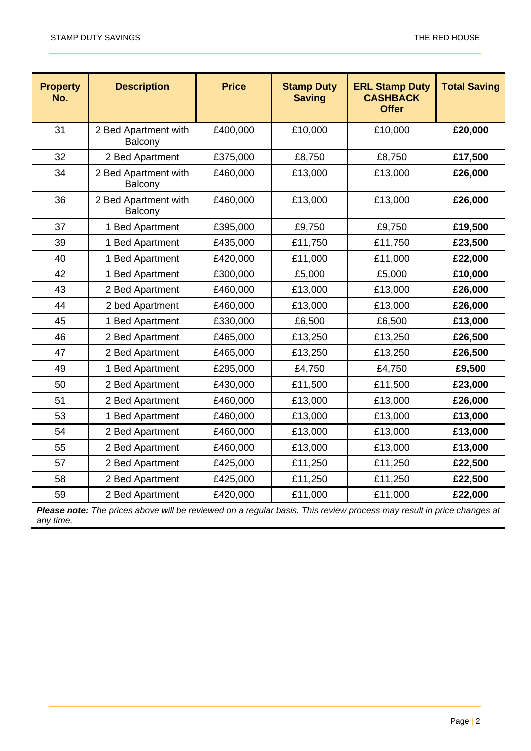| Property No. | Description | Price | Stamp Duty Saving | ERL Stamp Duty CASHBACK Offer | Total Saving |
|---|---|---|---|---|---|
| 31 | 2 Bed Apartment with Balcony | £400,000 | £10,000 | £10,000 | **£20,000** |
| 32 | 2 Bed Apartment | £375,000 | £8,750 | £8,750 | **£17,500** |
| 34 | 2 Bed Apartment with Balcony | £460,000 | £13,000 | £13,000 | **£26,000** |
| 36 | 2 Bed Apartment with Balcony | £460,000 | £13,000 | £13,000 | **£26,000** |
| 37 | 1 Bed Apartment | £395,000 | £9,750 | £9,750 | **£19,500** |
| 39 | 1 Bed Apartment | £435,000 | £11,750 | £11,750 | **£23,500** |
| 40 | 1 Bed Apartment | £420,000 | £11,000 | £11,000 | **£22,000** |
| 42 | 1 Bed Apartment | £300,000 | £5,000 | £5,000 | **£10,000** |
| 43 | 2 Bed Apartment | £460,000 | £13,000 | £13,000 | **£26,000** |
| 44 | 2 bed Apartment | £460,000 | £13,000 | £13,000 | **£26,000** |
| 45 | 1 Bed Apartment | £330,000 | £6,500 | £6,500 | **£13,000** |
| 46 | 2 Bed Apartment | £465,000 | £13,250 | £13,250 | **£26,500** |
| 47 | 2 Bed Apartment | £465,000 | £13,250 | £13,250 | **£26,500** |
| 49 | 1 Bed Apartment | £295,000 | £4,750 | £4,750 | **£9,500** |
| 50 | 2 Bed Apartment | £430,000 | £11,500 | £11,500 | **£23,000** |
| 51 | 2 Bed Apartment | £460,000 | £13,000 | £13,000 | **£26,000** |
| 53 | 1 Bed Apartment | £460,000 | £13,000 | £13,000 | **£13,000** |
| 54 | 2 Bed Apartment | £460,000 | £13,000 | £13,000 | **£13,000** |
| 55 | 2 Bed Apartment | £460,000 | £13,000 | £13,000 | **£13,000** |
| 57 | 2 Bed Apartment | £425,000 | £11,250 | £11,250 | **£22,500** |
| 58 | 2 Bed Apartment | £425,000 | £11,250 | £11,250 | **£22,500** |
| 59 | 2 Bed Apartment | £420,000 | £11,000 | £11,000 | **£22,000** |

***Please note:** The prices above will be reviewed on a regular basis. This review process may result in price changes at any time.*